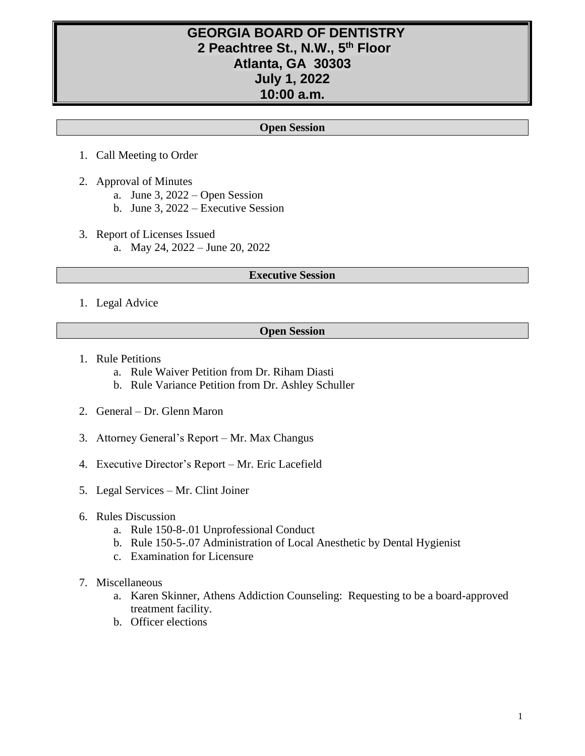# GEORGIA BOARD OF DENTISTRY
## 2 Peachtree St., N.W., 5th Floor
## Atlanta, GA 30303
## July 1, 2022
## 10:00 a.m.

### Open Session

1. Call Meeting to Order

2. Approval of Minutes
   a. June 3, 2022 – Open Session
   b. June 3, 2022 – Executive Session

3. Report of Licenses Issued
   a. May 24, 2022 – June 20, 2022

### Executive Session

1. Legal Advice

### Open Session

1. Rule Petitions
   a. Rule Waiver Petition from Dr. Riham Diasti
   b. Rule Variance Petition from Dr. Ashley Schuller

2. General – Dr. Glenn Maron

3. Attorney General's Report – Mr. Max Changus

4. Executive Director's Report – Mr. Eric Lacefield

5. Legal Services – Mr. Clint Joiner

6. Rules Discussion
   a. Rule 150-8-.01 Unprofessional Conduct
   b. Rule 150-5-.07 Administration of Local Anesthetic by Dental Hygienist
   c. Examination for Licensure

7. Miscellaneous
   a. Karen Skinner, Athens Addiction Counseling: Requesting to be a board-approved treatment facility.
   b. Officer elections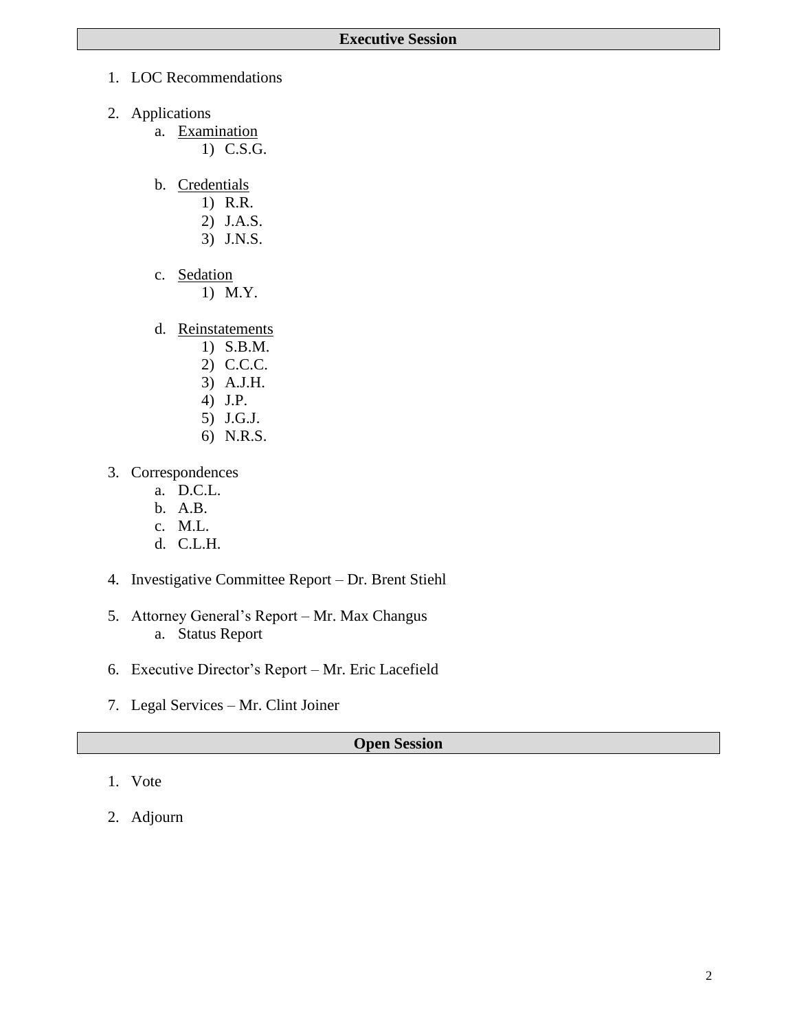## Executive Session

1. LOC Recommendations

2. Applications
   a. Examination
      1) C.S.G.

   b. Credentials
      1) R.R.
      2) J.A.S.
      3) J.N.S.

   c. Sedation
      1) M.Y.

   d. Reinstatements
      1) S.B.M.
      2) C.C.C.
      3) A.J.H.
      4) J.P.
      5) J.G.J.
      6) N.R.S.

3. Correspondences
   a. D.C.L.
   b. A.B.
   c. M.L.
   d. C.L.H.

4. Investigative Committee Report – Dr. Brent Stiehl

5. Attorney General's Report – Mr. Max Changus
   a. Status Report

6. Executive Director's Report – Mr. Eric Lacefield

7. Legal Services – Mr. Clint Joiner

## Open Session

1. Vote

2. Adjourn